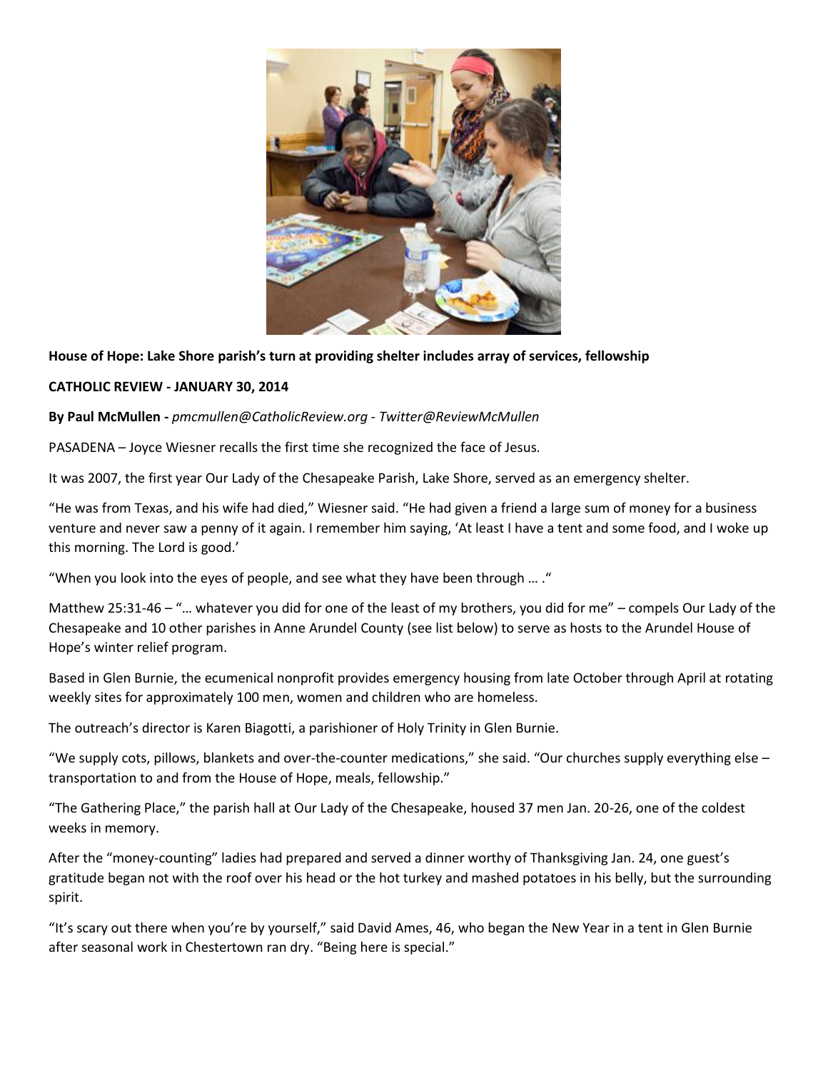**House of Hope: Lake Shore parish's turn at providing shelter includes array of services, fellowship**

**CATHOLIC REVIEW - JANUARY 30, 2014**

**By Paul McMullen -** *pmcmullen@CatholicReview.org - Twitter@ReviewMcMullen*

PASADENA – Joyce Wiesner recalls the first time she recognized the face of Jesus.

It was 2007, the first year Our Lady of the Chesapeake Parish, Lake Shore, served as an emergency shelter.

"He was from Texas, and his wife had died," Wiesner said. "He had given a friend a large sum of money for a business venture and never saw a penny of it again. I remember him saying, 'At least I have a tent and some food, and I woke up this morning. The Lord is good.'

"When you look into the eyes of people, and see what they have been through … ."

Matthew 25:31-46 – "… whatever you did for one of the least of my brothers, you did for me" – compels Our Lady of the Chesapeake and 10 other parishes in Anne Arundel County (see list below) to serve as hosts to the Arundel House of Hope's winter relief program.

Based in Glen Burnie, the ecumenical nonprofit provides emergency housing from late October through April at rotating weekly sites for approximately 100 men, women and children who are homeless.

The outreach's director is Karen Biagotti, a parishioner of Holy Trinity in Glen Burnie.

"We supply cots, pillows, blankets and over-the-counter medications," she said. "Our churches supply everything else – transportation to and from the House of Hope, meals, fellowship."

"The Gathering Place," the parish hall at Our Lady of the Chesapeake, housed 37 men Jan. 20-26, one of the coldest weeks in memory.

After the "money-counting" ladies had prepared and served a dinner worthy of Thanksgiving Jan. 24, one guest's gratitude began not with the roof over his head or the hot turkey and mashed potatoes in his belly, but the surrounding spirit.

"It's scary out there when you're by yourself," said David Ames, 46, who began the New Year in a tent in Glen Burnie after seasonal work in Chestertown ran dry. "Being here is special."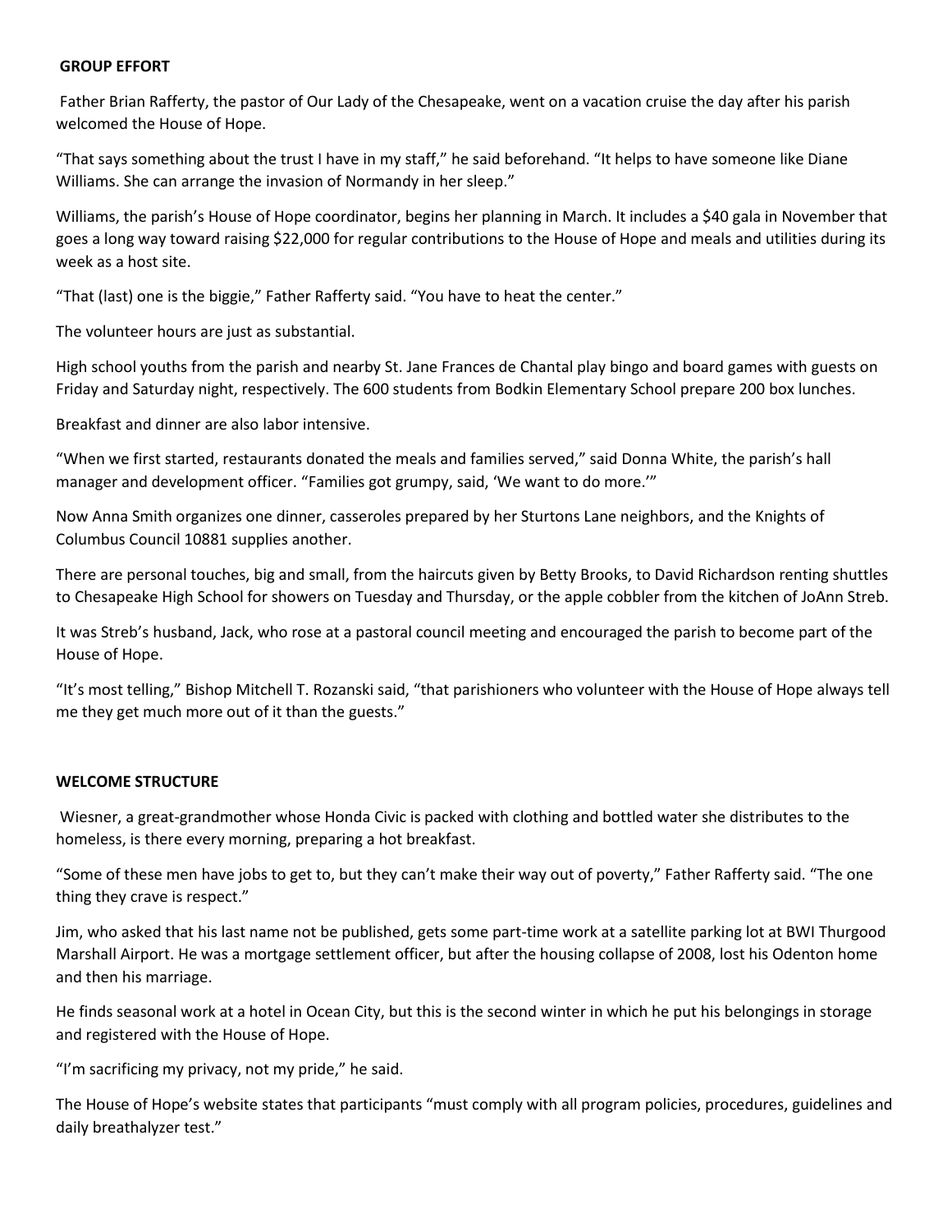## GROUP EFFORT

Father Brian Rafferty, the pastor of Our Lady of the Chesapeake, went on a vacation cruise the day after his parish welcomed the House of Hope.

"That says something about the trust I have in my staff," he said beforehand. "It helps to have someone like Diane Williams. She can arrange the invasion of Normandy in her sleep."

Williams, the parish's House of Hope coordinator, begins her planning in March. It includes a $40 gala in November that goes a long way toward raising $22,000 for regular contributions to the House of Hope and meals and utilities during its week as a host site.

"That (last) one is the biggie," Father Rafferty said. "You have to heat the center."

The volunteer hours are just as substantial.

High school youths from the parish and nearby St. Jane Frances de Chantal play bingo and board games with guests on Friday and Saturday night, respectively. The 600 students from Bodkin Elementary School prepare 200 box lunches.

Breakfast and dinner are also labor intensive.

"When we first started, restaurants donated the meals and families served," said Donna White, the parish's hall manager and development officer. "Families got grumpy, said, 'We want to do more.'"

Now Anna Smith organizes one dinner, casseroles prepared by her Sturtons Lane neighbors, and the Knights of Columbus Council 10881 supplies another.

There are personal touches, big and small, from the haircuts given by Betty Brooks, to David Richardson renting shuttles to Chesapeake High School for showers on Tuesday and Thursday, or the apple cobbler from the kitchen of JoAnn Streb.

It was Streb's husband, Jack, who rose at a pastoral council meeting and encouraged the parish to become part of the House of Hope.

"It's most telling," Bishop Mitchell T. Rozanski said, "that parishioners who volunteer with the House of Hope always tell me they get much more out of it than the guests."

## WELCOME STRUCTURE

Wiesner, a great-grandmother whose Honda Civic is packed with clothing and bottled water she distributes to the homeless, is there every morning, preparing a hot breakfast.

"Some of these men have jobs to get to, but they can't make their way out of poverty," Father Rafferty said. "The one thing they crave is respect."

Jim, who asked that his last name not be published, gets some part-time work at a satellite parking lot at BWI Thurgood Marshall Airport. He was a mortgage settlement officer, but after the housing collapse of 2008, lost his Odenton home and then his marriage.

He finds seasonal work at a hotel in Ocean City, but this is the second winter in which he put his belongings in storage and registered with the House of Hope.

"I'm sacrificing my privacy, not my pride," he said.

The House of Hope's website states that participants "must comply with all program policies, procedures, guidelines and daily breathalyzer test."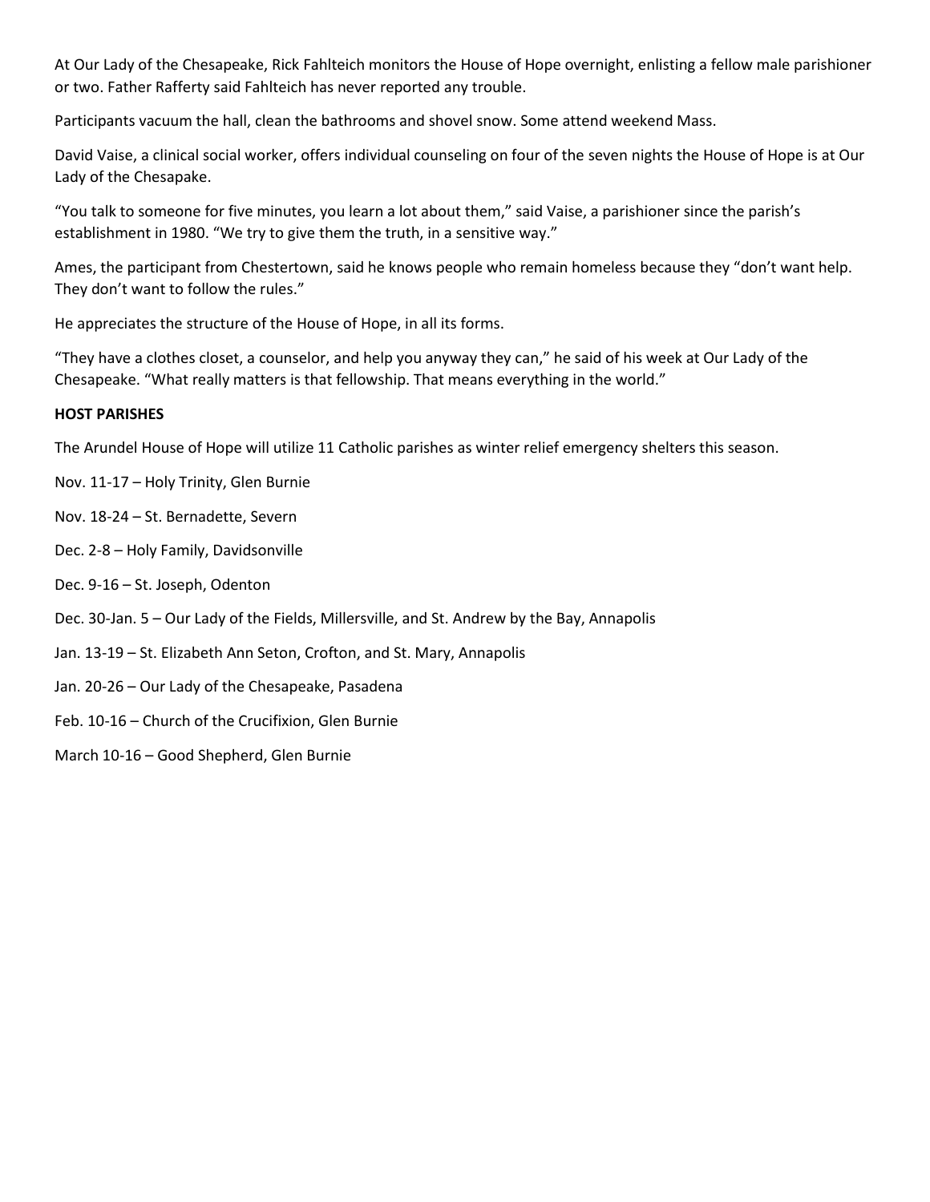At Our Lady of the Chesapeake, Rick Fahlteich monitors the House of Hope overnight, enlisting a fellow male parishioner or two. Father Rafferty said Fahlteich has never reported any trouble.

Participants vacuum the hall, clean the bathrooms and shovel snow. Some attend weekend Mass.

David Vaise, a clinical social worker, offers individual counseling on four of the seven nights the House of Hope is at Our Lady of the Chesapake.

"You talk to someone for five minutes, you learn a lot about them," said Vaise, a parishioner since the parish's establishment in 1980. "We try to give them the truth, in a sensitive way."

Ames, the participant from Chestertown, said he knows people who remain homeless because they "don't want help. They don't want to follow the rules."

He appreciates the structure of the House of Hope, in all its forms.

"They have a clothes closet, a counselor, and help you anyway they can," he said of his week at Our Lady of the Chesapeake. "What really matters is that fellowship. That means everything in the world."

**HOST PARISHES**

The Arundel House of Hope will utilize 11 Catholic parishes as winter relief emergency shelters this season.

Nov. 11-17 – Holy Trinity, Glen Burnie

Nov. 18-24 – St. Bernadette, Severn

Dec. 2-8 – Holy Family, Davidsonville

Dec. 9-16 – St. Joseph, Odenton

Dec. 30-Jan. 5 – Our Lady of the Fields, Millersville, and St. Andrew by the Bay, Annapolis

Jan. 13-19 – St. Elizabeth Ann Seton, Crofton, and St. Mary, Annapolis

Jan. 20-26 – Our Lady of the Chesapeake, Pasadena

Feb. 10-16 – Church of the Crucifixion, Glen Burnie

March 10-16 – Good Shepherd, Glen Burnie